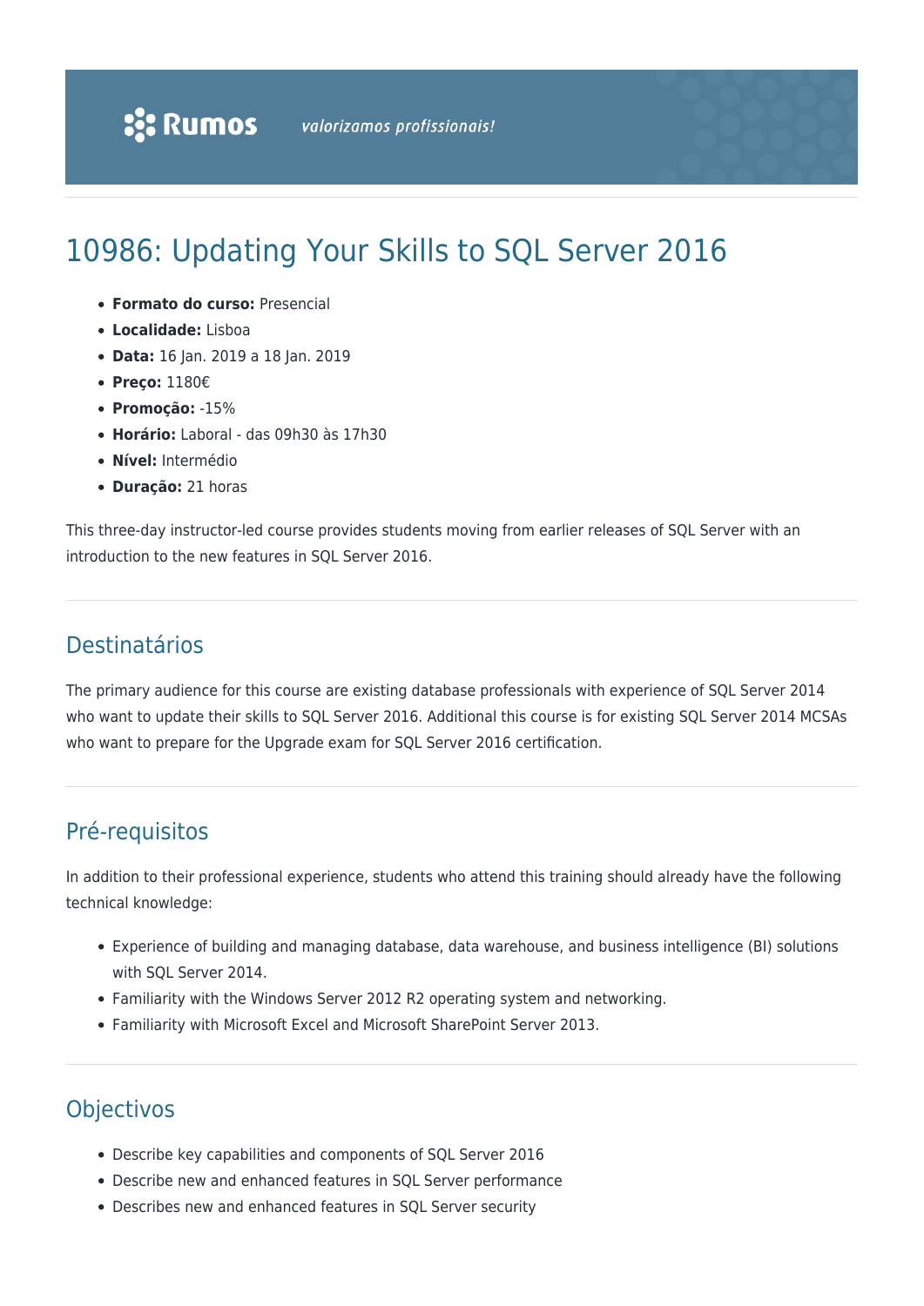Rumos valorizamos profissionais!

# 10986: Updating Your Skills to SQL Server 2016

- **Formato do curso:** Presencial
- **Localidade:** Lisboa
- **Data:** 16 Jan. 2019 a 18 Jan. 2019
- **Preço:** 1180€
- **Promoção:** -15%
- **Horário:** Laboral - das 09h30 às 17h30
- **Nível:** Intermédio
- **Duração:** 21 horas

This three-day instructor-led course provides students moving from earlier releases of SQL Server with an introduction to the new features in SQL Server 2016.

## Destinatários

The primary audience for this course are existing database professionals with experience of SQL Server 2014 who want to update their skills to SQL Server 2016. Additional this course is for existing SQL Server 2014 MCSAs who want to prepare for the Upgrade exam for SQL Server 2016 certification.

## Pré-requisitos

In addition to their professional experience, students who attend this training should already have the following technical knowledge:

- Experience of building and managing database, data warehouse, and business intelligence (BI) solutions with SQL Server 2014.
- Familiarity with the Windows Server 2012 R2 operating system and networking.
- Familiarity with Microsoft Excel and Microsoft SharePoint Server 2013.

## Objectivos

- Describe key capabilities and components of SQL Server 2016
- Describe new and enhanced features in SQL Server performance
- Describes new and enhanced features in SQL Server security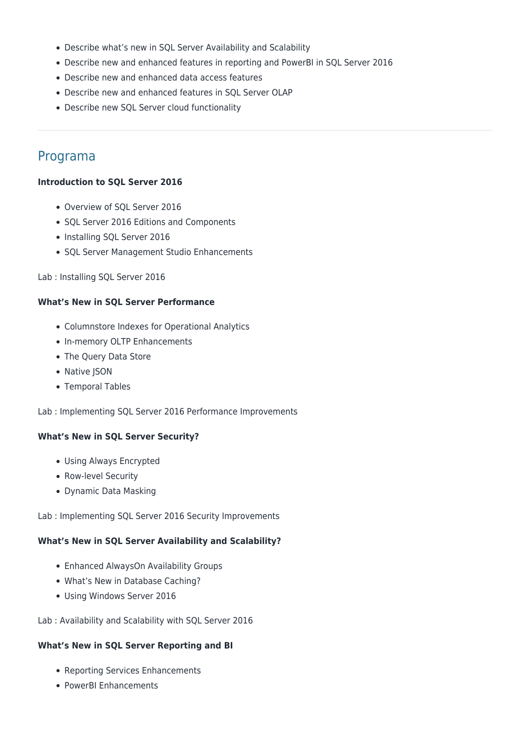- Describe what's new in SQL Server Availability and Scalability
- Describe new and enhanced features in reporting and PowerBI in SQL Server 2016
- Describe new and enhanced data access features
- Describe new and enhanced features in SQL Server OLAP
- Describe new SQL Server cloud functionality

---

## Programa

**Introduction to SQL Server 2016**

- Overview of SQL Server 2016
- SQL Server 2016 Editions and Components
- Installing SQL Server 2016
- SQL Server Management Studio Enhancements

Lab : Installing SQL Server 2016

**What's New in SQL Server Performance**

- Columnstore Indexes for Operational Analytics
- In-memory OLTP Enhancements
- The Query Data Store
- Native JSON
- Temporal Tables

Lab : Implementing SQL Server 2016 Performance Improvements

**What's New in SQL Server Security?**

- Using Always Encrypted
- Row-level Security
- Dynamic Data Masking

Lab : Implementing SQL Server 2016 Security Improvements

**What's New in SQL Server Availability and Scalability?**

- Enhanced AlwaysOn Availability Groups
- What's New in Database Caching?
- Using Windows Server 2016

Lab : Availability and Scalability with SQL Server 2016

**What's New in SQL Server Reporting and BI**

- Reporting Services Enhancements
- PowerBI Enhancements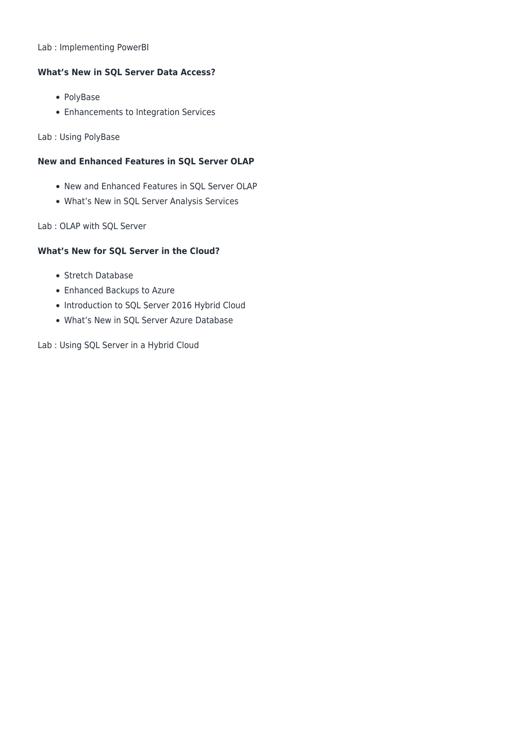Lab : Implementing PowerBI

**What's New in SQL Server Data Access?**

- PolyBase
- Enhancements to Integration Services

Lab : Using PolyBase

**New and Enhanced Features in SQL Server OLAP**

- New and Enhanced Features in SQL Server OLAP
- What's New in SQL Server Analysis Services

Lab : OLAP with SQL Server

**What's New for SQL Server in the Cloud?**

- Stretch Database
- Enhanced Backups to Azure
- Introduction to SQL Server 2016 Hybrid Cloud
- What's New in SQL Server Azure Database

Lab : Using SQL Server in a Hybrid Cloud